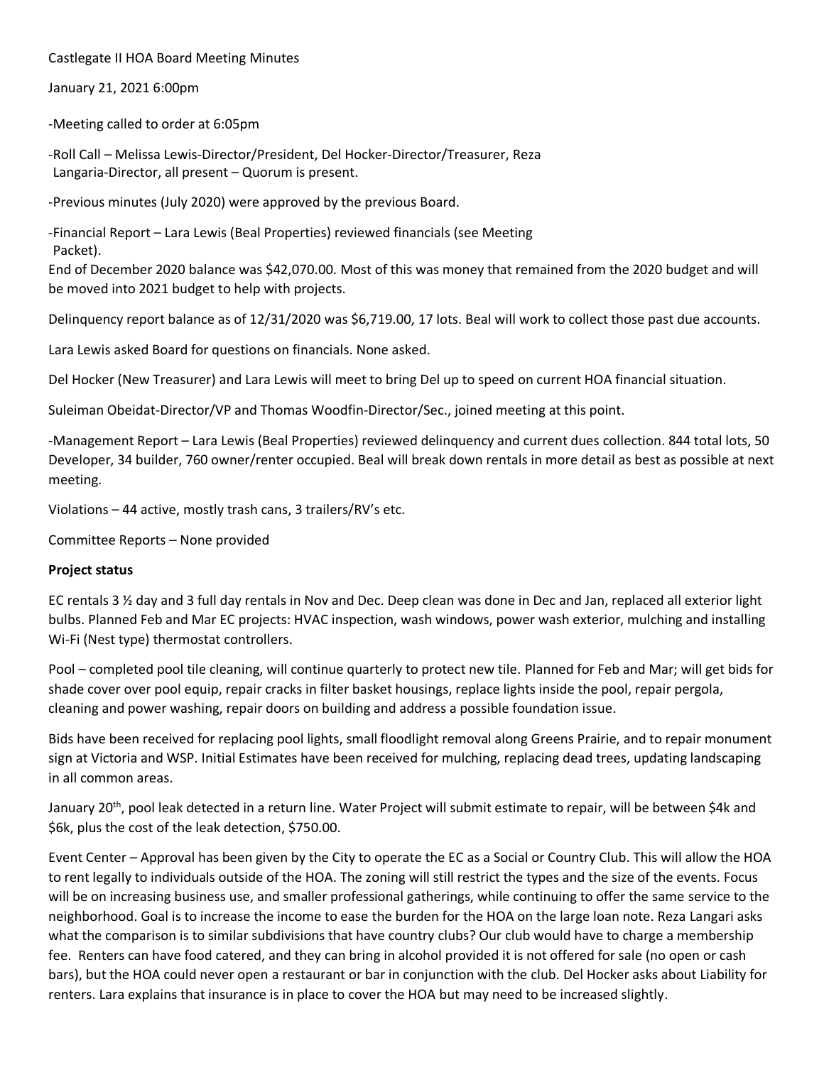Castlegate II HOA Board Meeting Minutes

January 21, 2021 6:00pm

-Meeting called to order at 6:05pm

-Roll Call – Melissa Lewis-Director/President, Del Hocker-Director/Treasurer, Reza Langaria-Director, all present – Quorum is present.

-Previous minutes (July 2020) were approved by the previous Board.

-Financial Report – Lara Lewis (Beal Properties) reviewed financials (see Meeting Packet).

End of December 2020 balance was $42,070.00. Most of this was money that remained from the 2020 budget and will be moved into 2021 budget to help with projects.

Delinquency report balance as of 12/31/2020 was $6,719.00, 17 lots. Beal will work to collect those past due accounts.

Lara Lewis asked Board for questions on financials. None asked.

Del Hocker (New Treasurer) and Lara Lewis will meet to bring Del up to speed on current HOA financial situation.

Suleiman Obeidat-Director/VP and Thomas Woodfin-Director/Sec., joined meeting at this point.

-Management Report – Lara Lewis (Beal Properties) reviewed delinquency and current dues collection. 844 total lots, 50 Developer, 34 builder, 760 owner/renter occupied. Beal will break down rentals in more detail as best as possible at next meeting.

Violations – 44 active, mostly trash cans, 3 trailers/RV's etc.

Committee Reports – None provided

**Project status**

EC rentals 3 ½ day and 3 full day rentals in Nov and Dec. Deep clean was done in Dec and Jan, replaced all exterior light bulbs. Planned Feb and Mar EC projects: HVAC inspection, wash windows, power wash exterior, mulching and installing Wi-Fi (Nest type) thermostat controllers.

Pool – completed pool tile cleaning, will continue quarterly to protect new tile. Planned for Feb and Mar; will get bids for shade cover over pool equip, repair cracks in filter basket housings, replace lights inside the pool, repair pergola, cleaning and power washing, repair doors on building and address a possible foundation issue.

Bids have been received for replacing pool lights, small floodlight removal along Greens Prairie, and to repair monument sign at Victoria and WSP. Initial Estimates have been received for mulching, replacing dead trees, updating landscaping in all common areas.

January 20th, pool leak detected in a return line. Water Project will submit estimate to repair, will be between $4k and $6k, plus the cost of the leak detection, $750.00.

Event Center – Approval has been given by the City to operate the EC as a Social or Country Club. This will allow the HOA to rent legally to individuals outside of the HOA. The zoning will still restrict the types and the size of the events. Focus will be on increasing business use, and smaller professional gatherings, while continuing to offer the same service to the neighborhood. Goal is to increase the income to ease the burden for the HOA on the large loan note. Reza Langari asks what the comparison is to similar subdivisions that have country clubs? Our club would have to charge a membership fee. Renters can have food catered, and they can bring in alcohol provided it is not offered for sale (no open or cash bars), but the HOA could never open a restaurant or bar in conjunction with the club. Del Hocker asks about Liability for renters. Lara explains that insurance is in place to cover the HOA but may need to be increased slightly.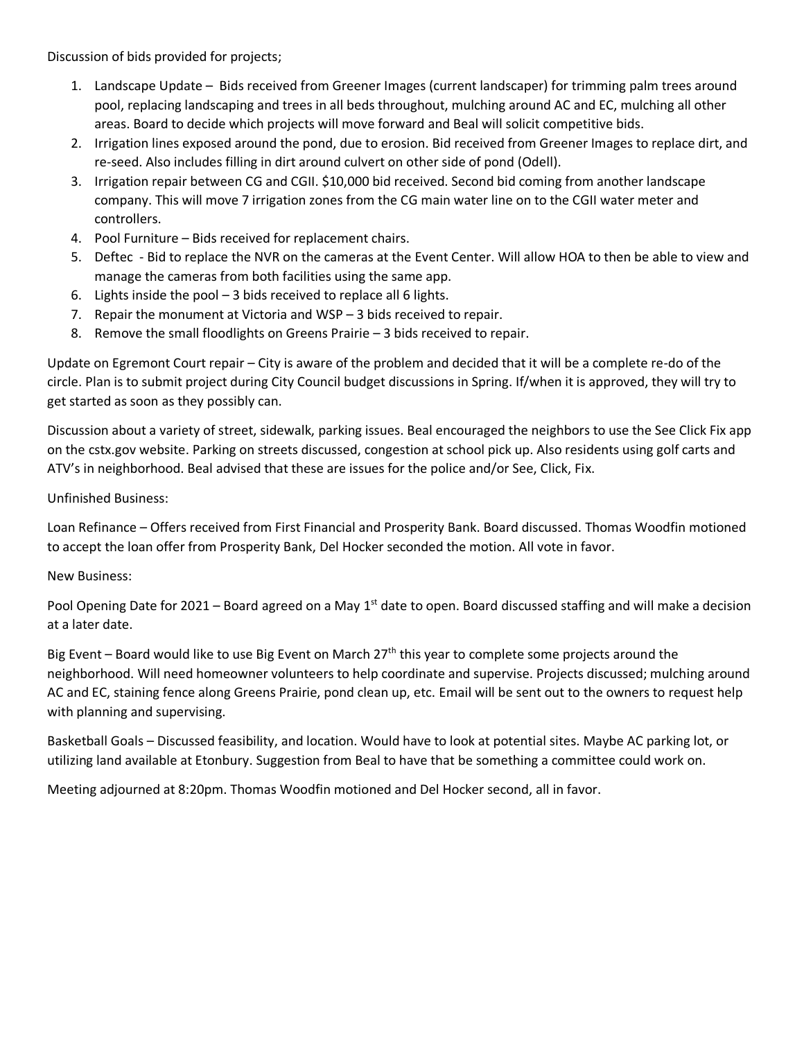Discussion of bids provided for projects;

1. Landscape Update – Bids received from Greener Images (current landscaper) for trimming palm trees around pool, replacing landscaping and trees in all beds throughout, mulching around AC and EC, mulching all other areas. Board to decide which projects will move forward and Beal will solicit competitive bids.
2. Irrigation lines exposed around the pond, due to erosion. Bid received from Greener Images to replace dirt, and re-seed. Also includes filling in dirt around culvert on other side of pond (Odell).
3. Irrigation repair between CG and CGII. $10,000 bid received. Second bid coming from another landscape company. This will move 7 irrigation zones from the CG main water line on to the CGII water meter and controllers.
4. Pool Furniture – Bids received for replacement chairs.
5. Deftec - Bid to replace the NVR on the cameras at the Event Center. Will allow HOA to then be able to view and manage the cameras from both facilities using the same app.
6. Lights inside the pool – 3 bids received to replace all 6 lights.
7. Repair the monument at Victoria and WSP – 3 bids received to repair.
8. Remove the small floodlights on Greens Prairie – 3 bids received to repair.

Update on Egremont Court repair – City is aware of the problem and decided that it will be a complete re-do of the circle. Plan is to submit project during City Council budget discussions in Spring. If/when it is approved, they will try to get started as soon as they possibly can.

Discussion about a variety of street, sidewalk, parking issues. Beal encouraged the neighbors to use the See Click Fix app on the cstx.gov website. Parking on streets discussed, congestion at school pick up. Also residents using golf carts and ATV's in neighborhood. Beal advised that these are issues for the police and/or See, Click, Fix.

Unfinished Business:

Loan Refinance – Offers received from First Financial and Prosperity Bank. Board discussed. Thomas Woodfin motioned to accept the loan offer from Prosperity Bank, Del Hocker seconded the motion. All vote in favor.

New Business:

Pool Opening Date for 2021 – Board agreed on a May 1st date to open. Board discussed staffing and will make a decision at a later date.

Big Event – Board would like to use Big Event on March 27th this year to complete some projects around the neighborhood. Will need homeowner volunteers to help coordinate and supervise. Projects discussed; mulching around AC and EC, staining fence along Greens Prairie, pond clean up, etc. Email will be sent out to the owners to request help with planning and supervising.

Basketball Goals – Discussed feasibility, and location. Would have to look at potential sites. Maybe AC parking lot, or utilizing land available at Etonbury. Suggestion from Beal to have that be something a committee could work on.

Meeting adjourned at 8:20pm. Thomas Woodfin motioned and Del Hocker second, all in favor.